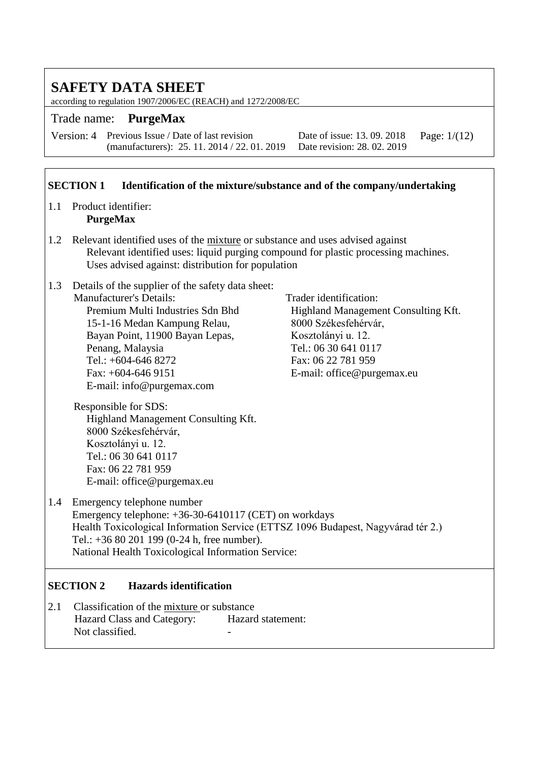# SAFETY DATA SHEET

according to regulation 1907/2006/EC (REACH) and 1272/2008/EC

Trade name: **PurgeMax**

Version: 4 Previous Issue / Date of last revision (manufacturers): 25. 11. 2014 / 22. 01. 2019 Date of issue: 13. 09. 2018 Date revision: 28. 02. 2019

## SECTION 1 Identification of the mixture/substance and of the company/undertaking

1.1 Product identifier:
**PurgeMax**

1.2 Relevant identified uses of the mixture or substance and uses advised against
Relevant identified uses: liquid purging compound for plastic processing machines.
Uses advised against: distribution for population

1.3 Details of the supplier of the safety data sheet:

Manufacturer's Details:
Premium Multi Industries Sdn Bhd
15-1-16 Medan Kampung Relau,
Bayan Point, 11900 Bayan Lepas,
Penang, Malaysia
Tel.: +604-646 8272
Fax: +604-646 9151
E-mail: info@purgemax.com

Trader identification:
Highland Management Consulting Kft.
8000 Székesfehérvár,
Kosztolányi u. 12.
Tel.: 06 30 641 0117
Fax: 06 22 781 959
E-mail: office@purgemax.eu

Responsible for SDS:
Highland Management Consulting Kft.
8000 Székesfehérvár,
Kosztolányi u. 12.
Tel.: 06 30 641 0117
Fax: 06 22 781 959
E-mail: office@purgemax.eu

1.4 Emergency telephone number
Emergency telephone: +36-30-6410117 (CET) on workdays
Health Toxicological Information Service (ETTSZ 1096 Budapest, Nagyvárad tér 2.)
Tel.: +36 80 201 199 (0-24 h, free number).
National Health Toxicological Information Service:

## SECTION 2 Hazards identification

2.1 Classification of the mixture or substance

| Hazard Class and Category: | Hazard statement: |
| --- | --- |
| Not classified. | - |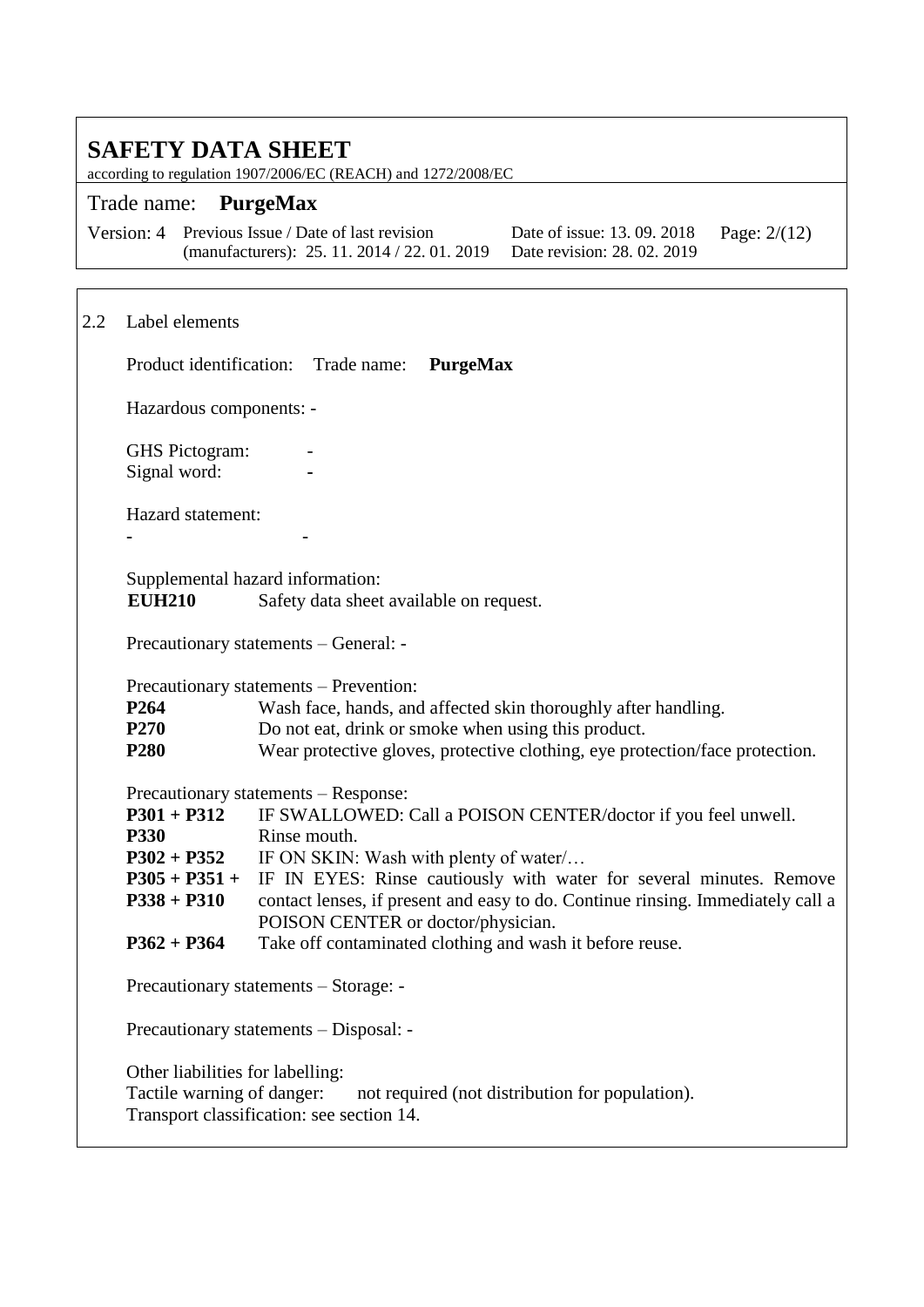## 2.2 Label elements

Product identification: Trade name: **PurgeMax**

Hazardous components: -

GHS Pictogram: -
Signal word: -

Hazard statement:
**-** -

Supplemental hazard information:

| | |
|---|---|
| **EUH210** | Safety data sheet available on request. |

Precautionary statements – General: -

Precautionary statements – Prevention:

| | |
|---|---|
| **P264** | Wash face, hands, and affected skin thoroughly after handling. |
| **P270** | Do not eat, drink or smoke when using this product. |
| **P280** | Wear protective gloves, protective clothing, eye protection/face protection. |

Precautionary statements – Response:

| | |
|---|---|
| **P301 + P312** | IF SWALLOWED: Call a POISON CENTER/doctor if you feel unwell. |
| **P330** | Rinse mouth. |
| **P302 + P352** | IF ON SKIN: Wash with plenty of water/… |
| **P305 + P351 + P338 + P310** | IF IN EYES: Rinse cautiously with water for several minutes. Remove contact lenses, if present and easy to do. Continue rinsing. Immediately call a POISON CENTER or doctor/physician. |
| **P362 + P364** | Take off contaminated clothing and wash it before reuse. |

Precautionary statements – Storage: -

Precautionary statements – Disposal: -

Other liabilities for labelling:
Tactile warning of danger: not required (not distribution for population).
Transport classification: see section 14.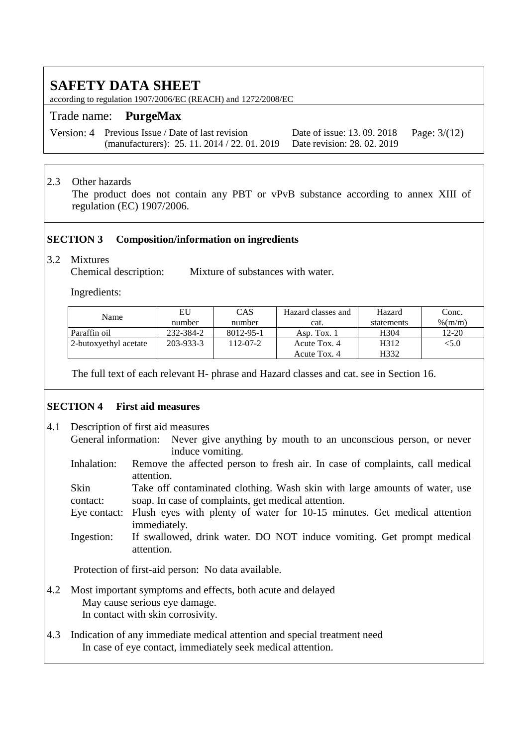2.3 Other hazards

The product does not contain any PBT or vPvB substance according to annex XIII of regulation (EC) 1907/2006.

## SECTION 3 Composition/information on ingredients

3.2 Mixtures

Chemical description: Mixture of substances with water.

Ingredients:

| Name | EU number | CAS number | Hazard classes and cat. | Hazard statements | Conc. %(m/m) |
|---|---|---|---|---|---|
| Paraffin oil | 232-384-2 | 8012-95-1 | Asp. Tox. 1 | H304 | 12-20 |
| 2-butoxyethyl acetate | 203-933-3 | 112-07-2 | Acute Tox. 4<br>Acute Tox. 4 | H312<br>H332 | <5.0 |

The full text of each relevant H- phrase and Hazard classes and cat. see in Section 16.

## SECTION 4 First aid measures

4.1 Description of first aid measures

General information: Never give anything by mouth to an unconscious person, or never induce vomiting.

Inhalation: Remove the affected person to fresh air. In case of complaints, call medical attention.

Skin contact: Take off contaminated clothing. Wash skin with large amounts of water, use soap. In case of complaints, get medical attention.

Eye contact: Flush eyes with plenty of water for 10-15 minutes. Get medical attention immediately.

Ingestion: If swallowed, drink water. DO NOT induce vomiting. Get prompt medical attention.

Protection of first-aid person: No data available.

4.2 Most important symptoms and effects, both acute and delayed

May cause serious eye damage.
In contact with skin corrosivity.

4.3 Indication of any immediate medical attention and special treatment need

In case of eye contact, immediately seek medical attention.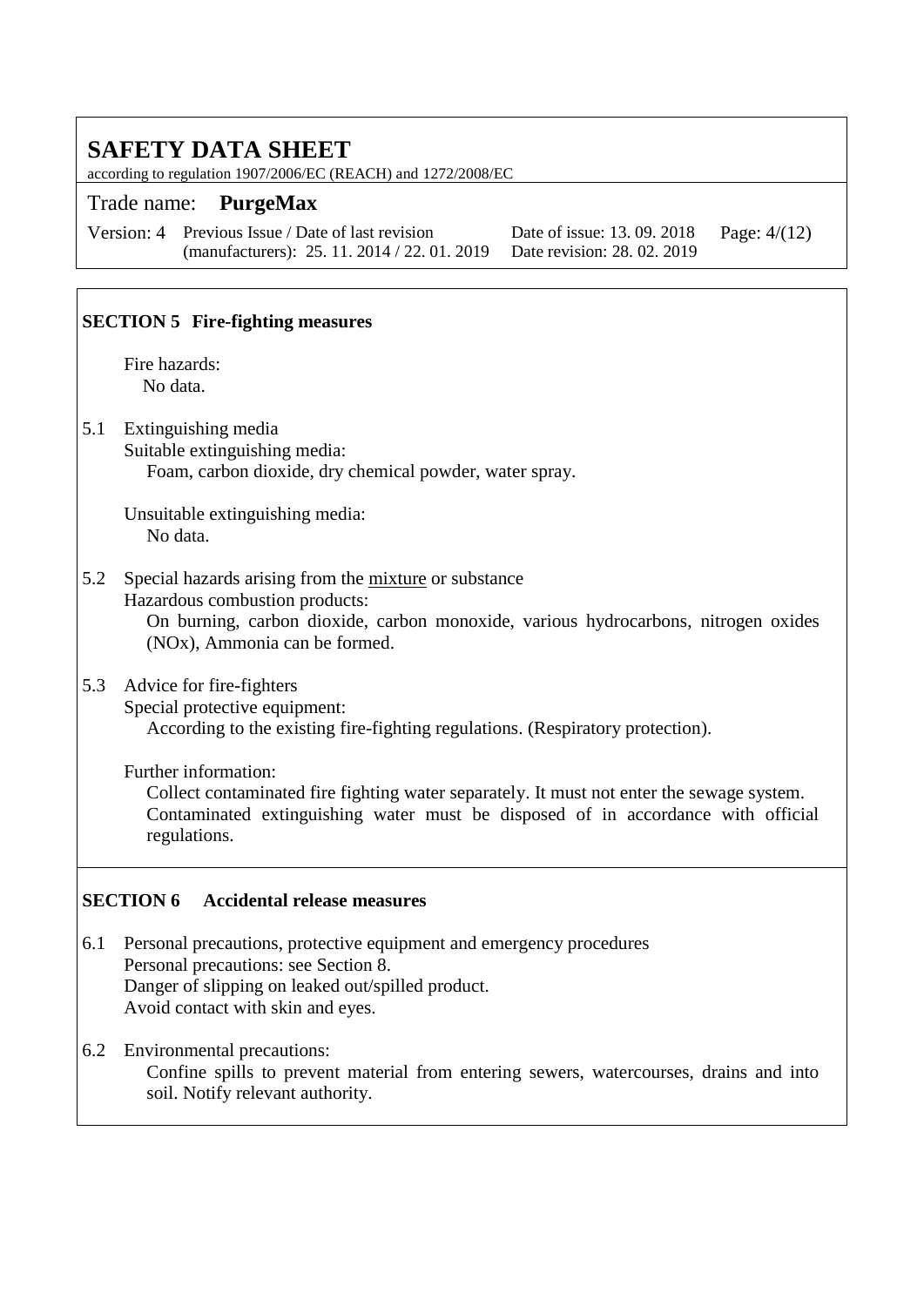## SECTION 5 Fire-fighting measures

Fire hazards:
No data.

5.1 Extinguishing media

Suitable extinguishing media:
Foam, carbon dioxide, dry chemical powder, water spray.

Unsuitable extinguishing media:
No data.

5.2 Special hazards arising from the mixture or substance

Hazardous combustion products:
On burning, carbon dioxide, carbon monoxide, various hydrocarbons, nitrogen oxides (NOx), Ammonia can be formed.

5.3 Advice for fire-fighters

Special protective equipment:
According to the existing fire-fighting regulations. (Respiratory protection).

Further information:
Collect contaminated fire fighting water separately. It must not enter the sewage system. Contaminated extinguishing water must be disposed of in accordance with official regulations.

## SECTION 6 Accidental release measures

6.1 Personal precautions, protective equipment and emergency procedures
Personal precautions: see Section 8.
Danger of slipping on leaked out/spilled product.
Avoid contact with skin and eyes.

6.2 Environmental precautions:
Confine spills to prevent material from entering sewers, watercourses, drains and into soil. Notify relevant authority.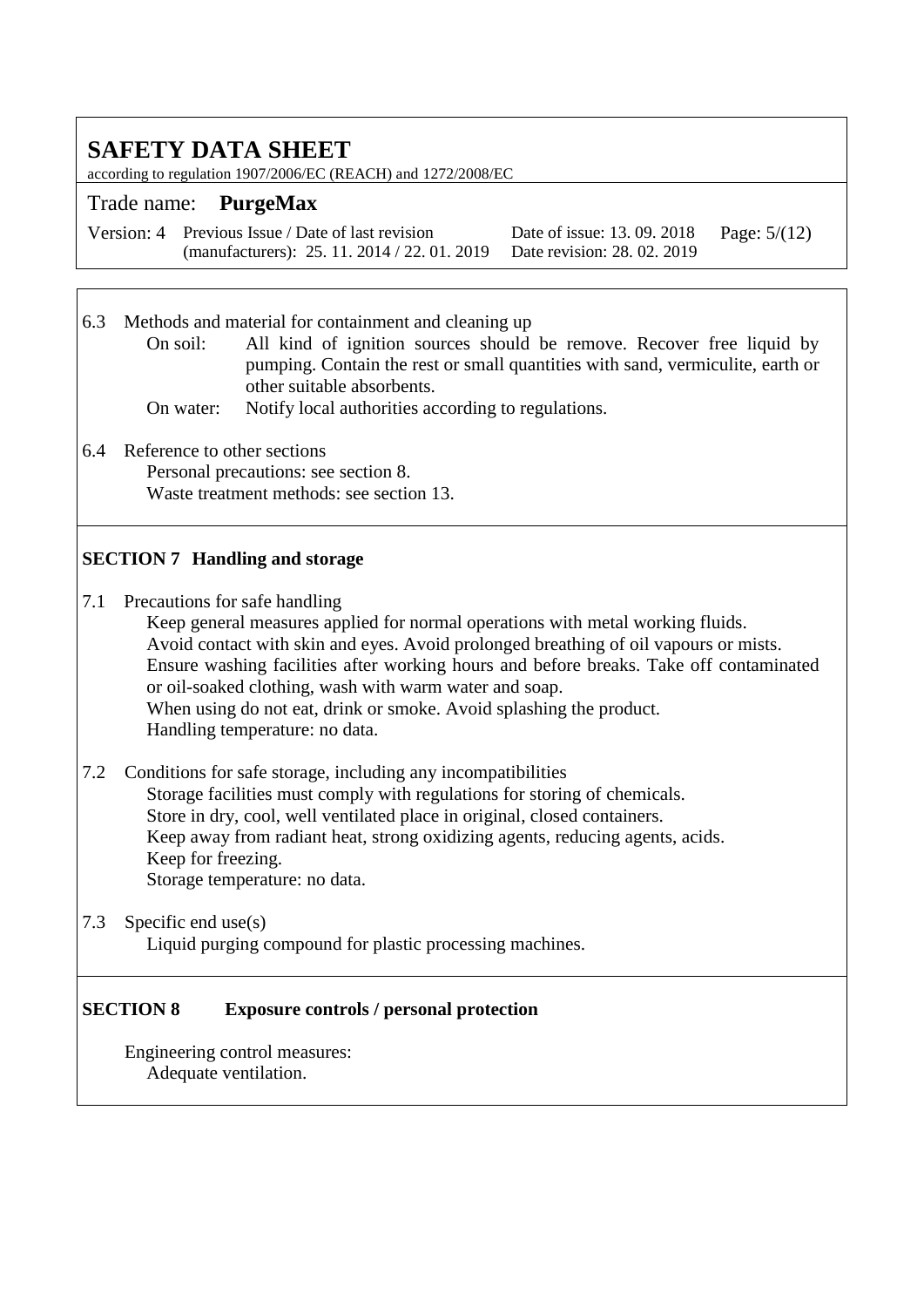6.3 Methods and material for containment and cleaning up

On soil: All kind of ignition sources should be remove. Recover free liquid by pumping. Contain the rest or small quantities with sand, vermiculite, earth or other suitable absorbents.

On water: Notify local authorities according to regulations.

6.4 Reference to other sections

Personal precautions: see section 8.
Waste treatment methods: see section 13.

## SECTION 7 Handling and storage

7.1 Precautions for safe handling

Keep general measures applied for normal operations with metal working fluids.
Avoid contact with skin and eyes. Avoid prolonged breathing of oil vapours or mists.
Ensure washing facilities after working hours and before breaks. Take off contaminated or oil-soaked clothing, wash with warm water and soap.
When using do not eat, drink or smoke. Avoid splashing the product.
Handling temperature: no data.

7.2 Conditions for safe storage, including any incompatibilities

Storage facilities must comply with regulations for storing of chemicals.
Store in dry, cool, well ventilated place in original, closed containers.
Keep away from radiant heat, strong oxidizing agents, reducing agents, acids.
Keep for freezing.
Storage temperature: no data.

7.3 Specific end use(s)

Liquid purging compound for plastic processing machines.

## SECTION 8 Exposure controls / personal protection

Engineering control measures:
Adequate ventilation.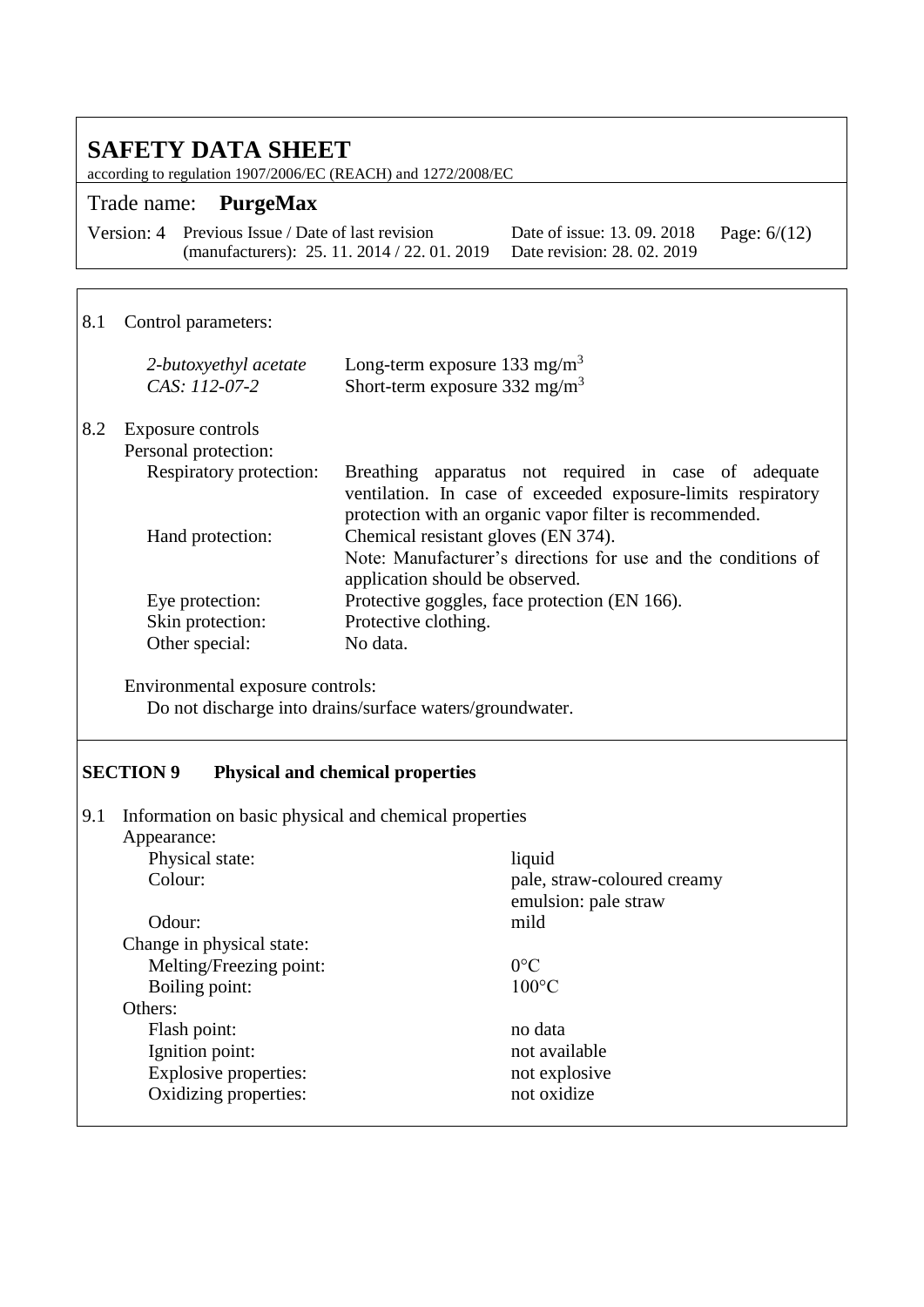8.1 Control parameters:

| | |
|---|---|
| *2-butoxyethyl acetate* *CAS: 112-07-2* | Long-term exposure 133 mg/m$^3$ Short-term exposure 332 mg/m$^3$ |

8.2 Exposure controls

Personal protection:

| | |
|---|---|
| Respiratory protection: | Breathing apparatus not required in case of adequate ventilation. In case of exceeded exposure-limits respiratory protection with an organic vapor filter is recommended. |
| Hand protection: | Chemical resistant gloves (EN 374). Note: Manufacturer's directions for use and the conditions of application should be observed. |
| Eye protection: | Protective goggles, face protection (EN 166). |
| Skin protection: | Protective clothing. |
| Other special: | No data. |

Environmental exposure controls:

Do not discharge into drains/surface waters/groundwater.

## SECTION 9 Physical and chemical properties

9.1 Information on basic physical and chemical properties

Appearance:

| | |
|---|---|
| Physical state: | liquid |
| Colour: | pale, straw-coloured creamy emulsion: pale straw |
| Odour: | mild |

Change in physical state:

| | |
|---|---|
| Melting/Freezing point: | 0°C |
| Boiling point: | 100°C |

Others:

| | |
|---|---|
| Flash point: | no data |
| Ignition point: | not available |
| Explosive properties: | not explosive |
| Oxidizing properties: | not oxidize |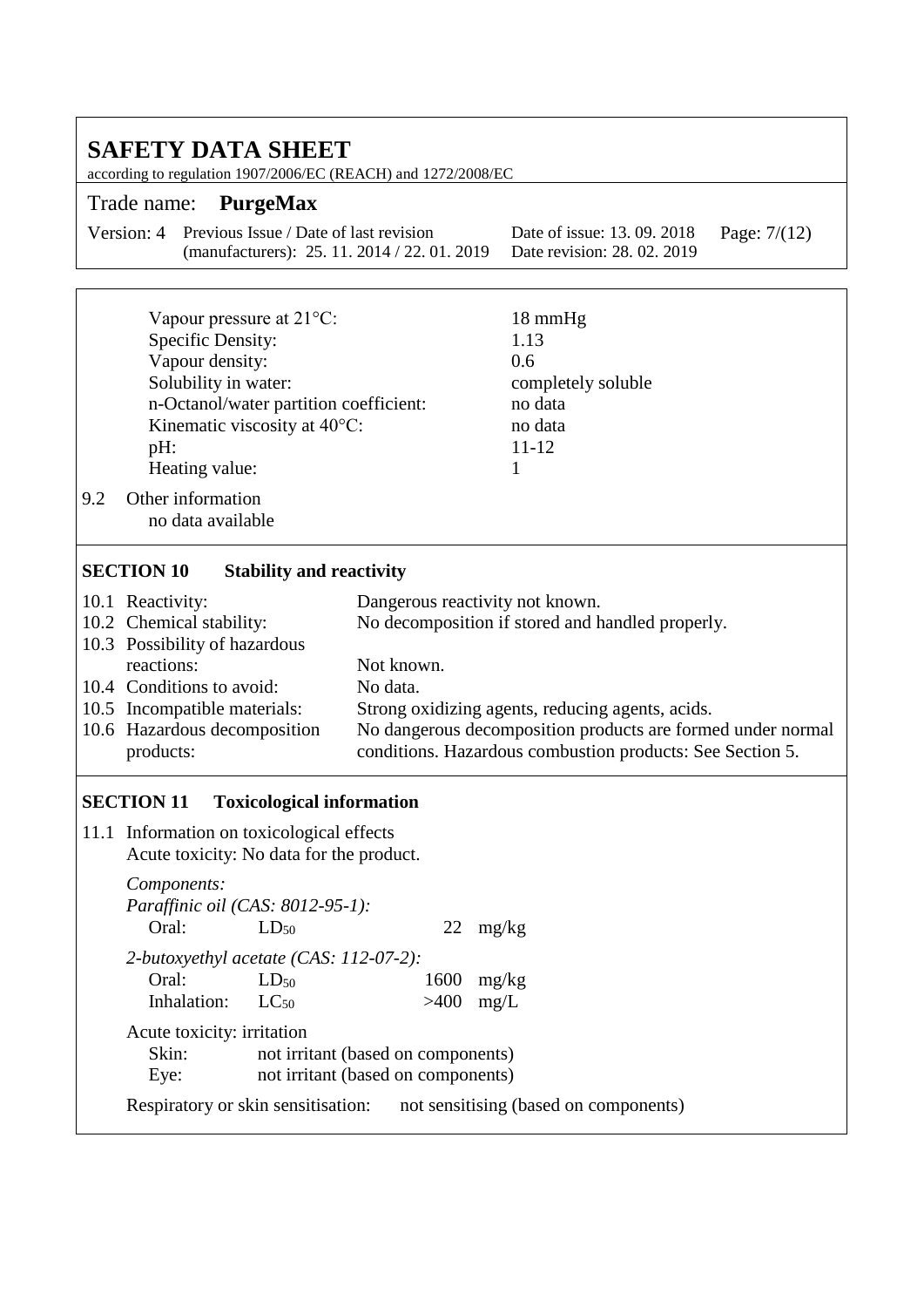| | |
|---|---|
| Vapour pressure at 21°C: | 18 mmHg |
| Specific Density: | 1.13 |
| Vapour density: | 0.6 |
| Solubility in water: | completely soluble |
| n-Octanol/water partition coefficient: | no data |
| Kinematic viscosity at 40°C: | no data |
| pH: | 11-12 |
| Heating value: | 1 |

9.2 Other information
no data available

## SECTION 10 Stability and reactivity

| | |
|---|---|
| 10.1 Reactivity: | Dangerous reactivity not known. |
| 10.2 Chemical stability: | No decomposition if stored and handled properly. |
| 10.3 Possibility of hazardous reactions: | Not known. |
| 10.4 Conditions to avoid: | No data. |
| 10.5 Incompatible materials: | Strong oxidizing agents, reducing agents, acids. |
| 10.6 Hazardous decomposition products: | No dangerous decomposition products are formed under normal conditions. Hazardous combustion products: See Section 5. |

## SECTION 11 Toxicological information

11.1 Information on toxicological effects
Acute toxicity: No data for the product.

*Components:*

*Paraffinic oil (CAS: 8012-95-1):*

| | | | |
|---|---|---|---|
| Oral: | $LD_{50}$ | 22 | mg/kg |

*2-butoxyethyl acetate (CAS: 112-07-2):*

| | | | |
|---|---|---|---|
| Oral: | $LD_{50}$ | 1600 | mg/kg |
| Inhalation: | $LC_{50}$ | >400 | mg/L |

Acute toxicity: irritation

| | |
|---|---|
| Skin: | not irritant (based on components) |
| Eye: | not irritant (based on components) |

Respiratory or skin sensitisation: not sensitising (based on components)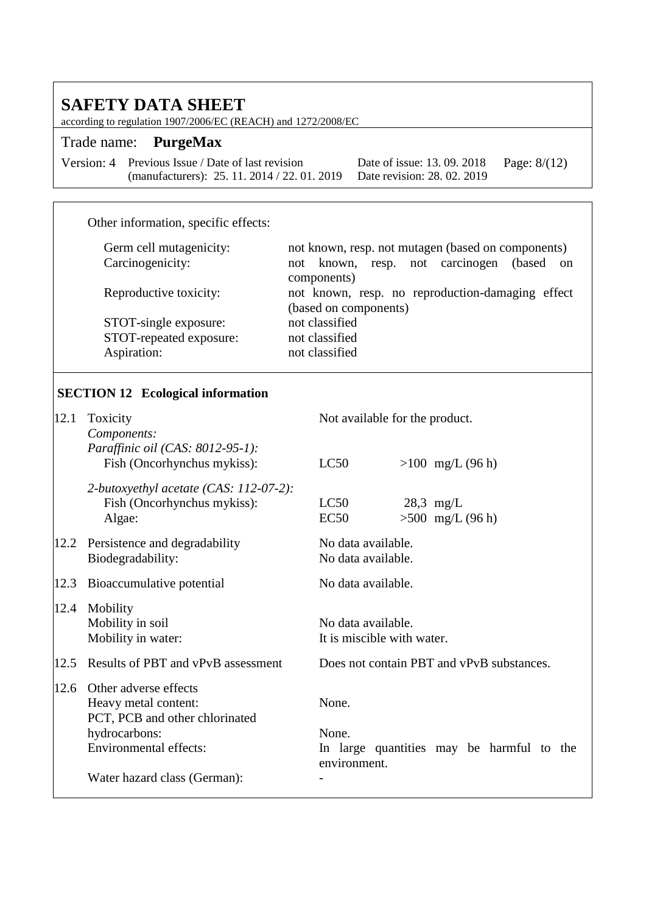Other information, specific effects:

| | |
|---|---|
| Germ cell mutagenicity: | not known, resp. not mutagen (based on components) |
| Carcinogenicity: | not known, resp. not carcinogen (based on components) |
| Reproductive toxicity: | not known, resp. no reproduction-damaging effect (based on components) |
| STOT-single exposure: | not classified |
| STOT-repeated exposure: | not classified |
| Aspiration: | not classified |

## SECTION 12 Ecological information

**12.1 Toxicity** — Not available for the product.

*Components:*

| | | |
|---|---|---|
| *Paraffinic oil (CAS: 8012-95-1):* | | |
| Fish (Oncorhynchus mykiss): | LC50 | >100 mg/L (96 h) |
| *2-butoxyethyl acetate (CAS: 112-07-2):* | | |
| Fish (Oncorhynchus mykiss): | LC50 | 28,3 mg/L |
| Algae: | EC50 | >500 mg/L (96 h) |

**12.2 Persistence and degradability** — No data available.
Biodegradability: No data available.

**12.3 Bioaccumulative potential** — No data available.

**12.4 Mobility**
Mobility in soil: No data available.
Mobility in water: It is miscible with water.

**12.5 Results of PBT and vPvB assessment** — Does not contain PBT and vPvB substances.

**12.6 Other adverse effects**
Heavy metal content: None.
PCT, PCB and other chlorinated hydrocarbons: None.
Environmental effects: In large quantities may be harmful to the environment.
Water hazard class (German): -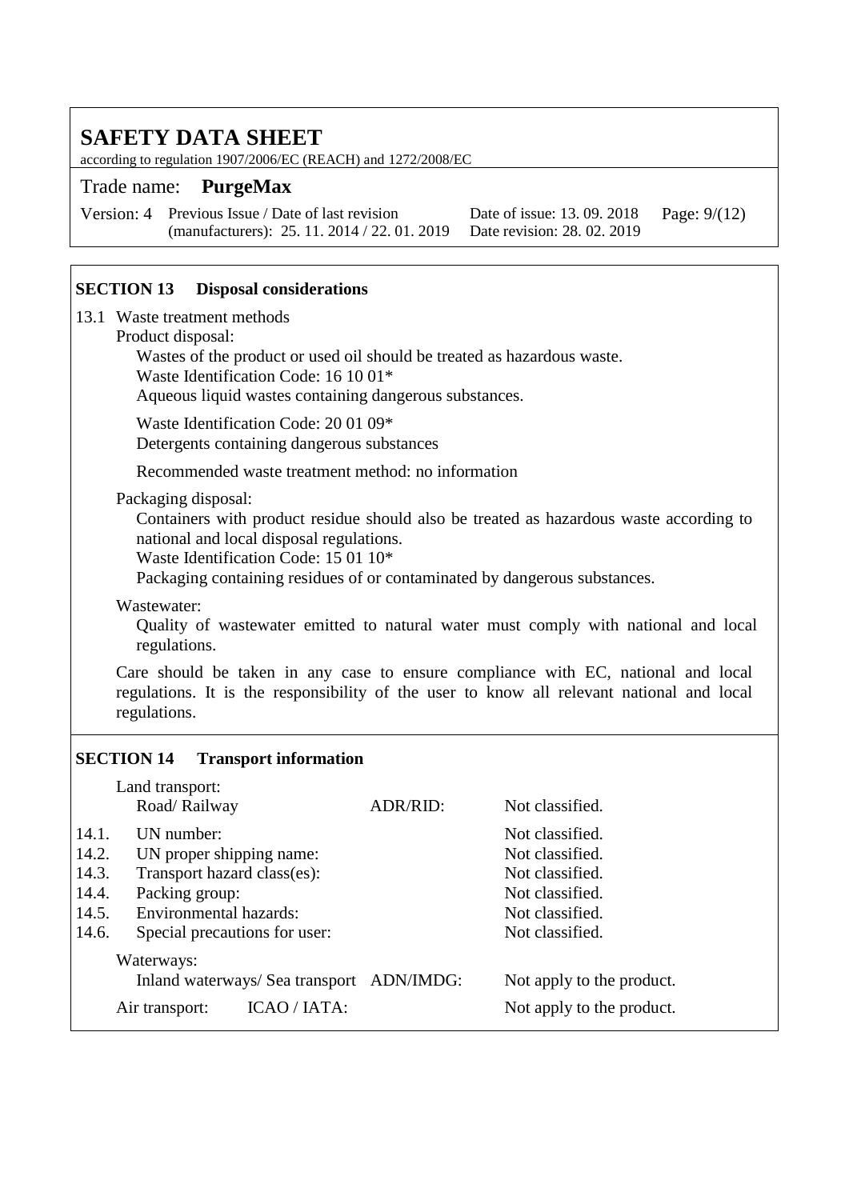## SECTION 13 Disposal considerations

13.1 Waste treatment methods

Product disposal:

Wastes of the product or used oil should be treated as hazardous waste.
Waste Identification Code: 16 10 01*
Aqueous liquid wastes containing dangerous substances.

Waste Identification Code: 20 01 09*
Detergents containing dangerous substances

Recommended waste treatment method: no information

Packaging disposal:

Containers with product residue should also be treated as hazardous waste according to national and local disposal regulations.
Waste Identification Code: 15 01 10*
Packaging containing residues of or contaminated by dangerous substances.

Wastewater:

Quality of wastewater emitted to natural water must comply with national and local regulations.

Care should be taken in any case to ensure compliance with EC, national and local regulations. It is the responsibility of the user to know all relevant national and local regulations.

## SECTION 14 Transport information

Land transport:

| | | | |
|---|---|---|---|
| | Road/ Railway | ADR/RID: | Not classified. |
| 14.1. | UN number: | | Not classified. |
| 14.2. | UN proper shipping name: | | Not classified. |
| 14.3. | Transport hazard class(es): | | Not classified. |
| 14.4. | Packing group: | | Not classified. |
| 14.5. | Environmental hazards: | | Not classified. |
| 14.6. | Special precautions for user: | | Not classified. |

Waterways:

| | | |
|---|---|---|
| Inland waterways/ Sea transport | ADN/IMDG: | Not apply to the product. |
| Air transport: | ICAO / IATA: | Not apply to the product. |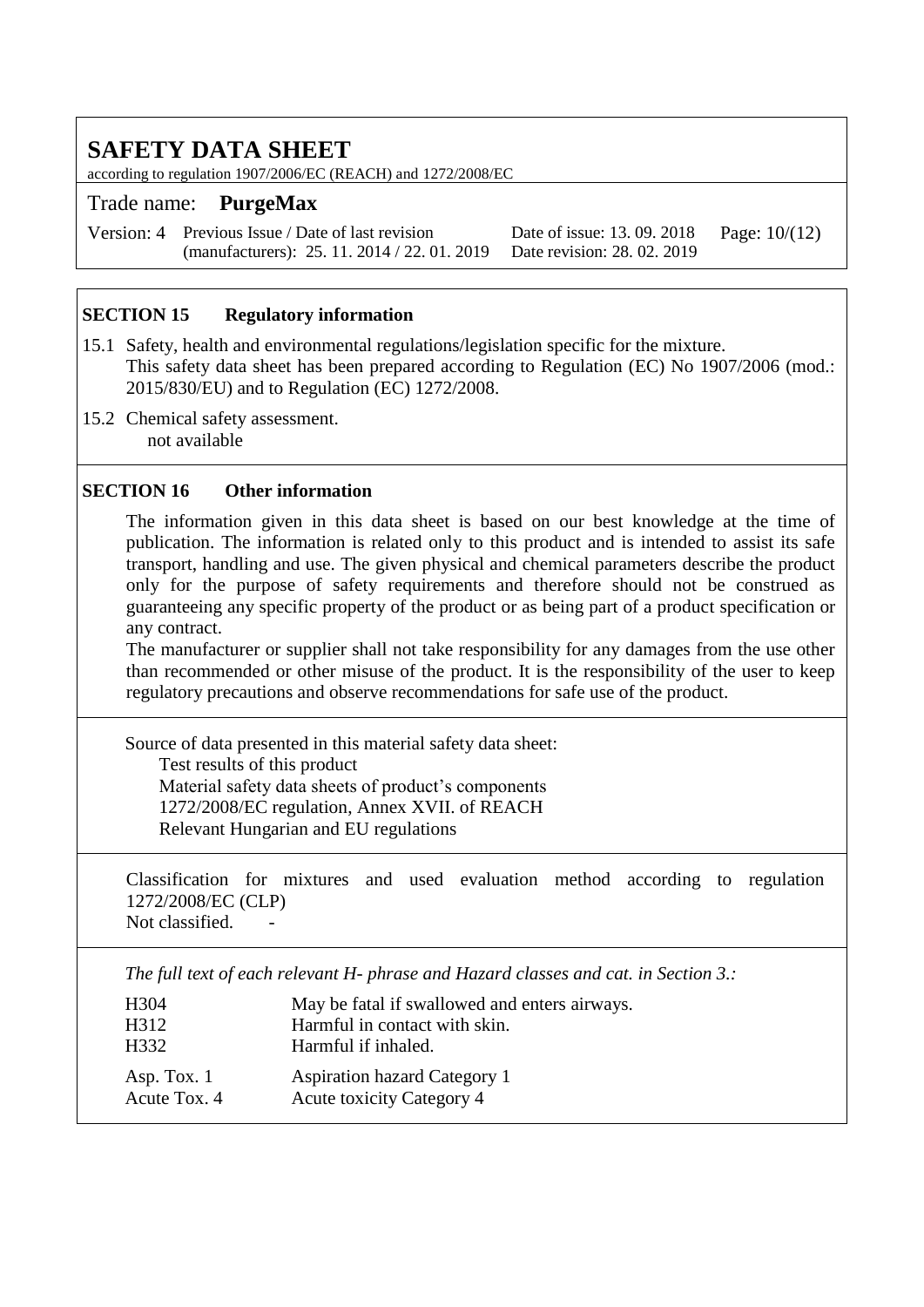## SECTION 15 Regulatory information

15.1 Safety, health and environmental regulations/legislation specific for the mixture.
This safety data sheet has been prepared according to Regulation (EC) No 1907/2006 (mod.: 2015/830/EU) and to Regulation (EC) 1272/2008.

15.2 Chemical safety assessment.
not available

## SECTION 16 Other information

The information given in this data sheet is based on our best knowledge at the time of publication. The information is related only to this product and is intended to assist its safe transport, handling and use. The given physical and chemical parameters describe the product only for the purpose of safety requirements and therefore should not be construed as guaranteeing any specific property of the product or as being part of a product specification or any contract.
The manufacturer or supplier shall not take responsibility for any damages from the use other than recommended or other misuse of the product. It is the responsibility of the user to keep regulatory precautions and observe recommendations for safe use of the product.

Source of data presented in this material safety data sheet:

- Test results of this product
- Material safety data sheets of product's components
- 1272/2008/EC regulation, Annex XVII. of REACH
- Relevant Hungarian and EU regulations

Classification for mixtures and used evaluation method according to regulation 1272/2008/EC (CLP)
Not classified. -

*The full text of each relevant H- phrase and Hazard classes and cat. in Section 3.:*

| | |
|---|---|
| H304 | May be fatal if swallowed and enters airways. |
| H312 | Harmful in contact with skin. |
| H332 | Harmful if inhaled. |
| Asp. Tox. 1 | Aspiration hazard Category 1 |
| Acute Tox. 4 | Acute toxicity Category 4 |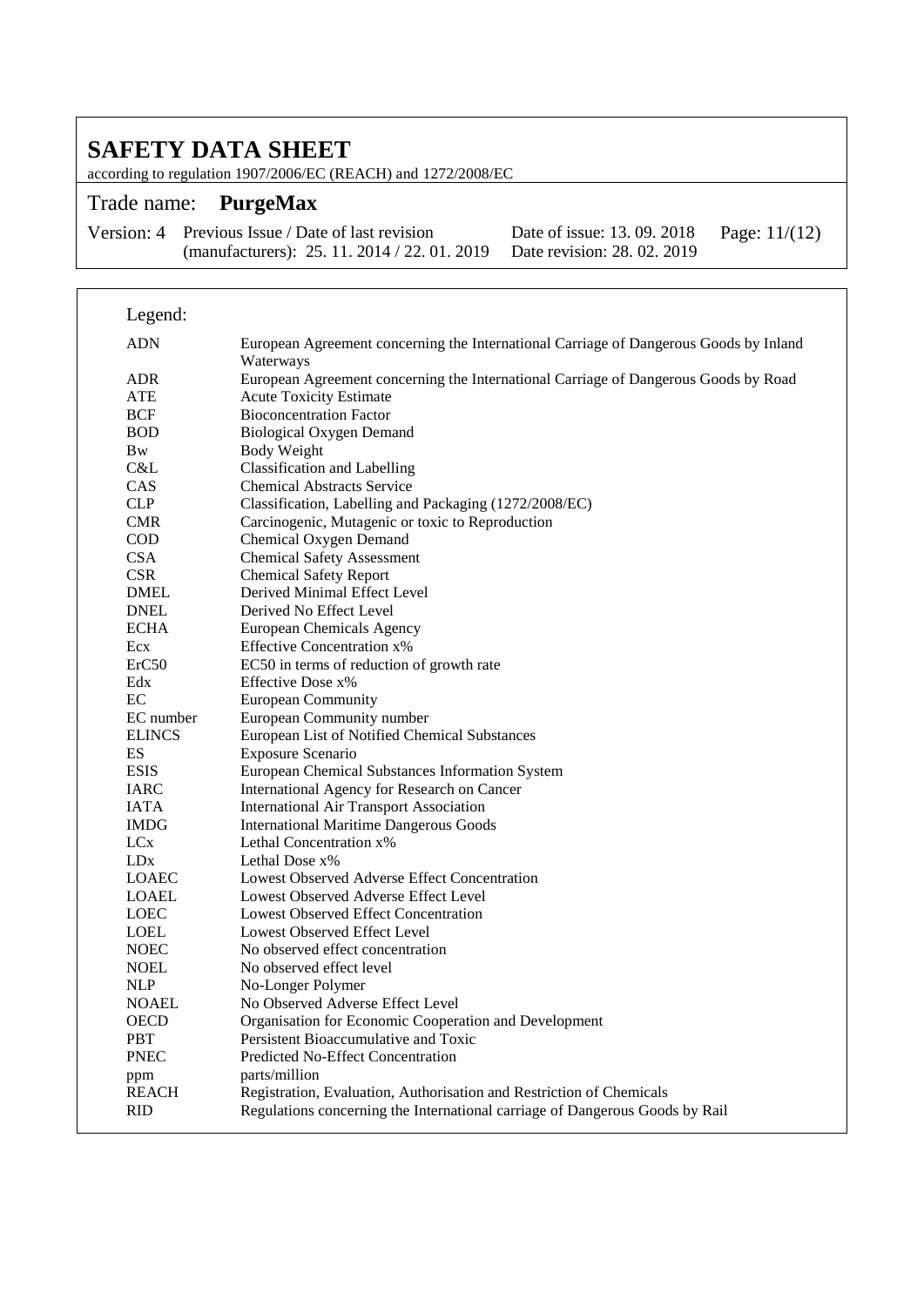Legend:

| | |
|---|---|
| ADN | European Agreement concerning the International Carriage of Dangerous Goods by Inland Waterways |
| ADR | European Agreement concerning the International Carriage of Dangerous Goods by Road |
| ATE | Acute Toxicity Estimate |
| BCF | Bioconcentration Factor |
| BOD | Biological Oxygen Demand |
| Bw | Body Weight |
| C&L | Classification and Labelling |
| CAS | Chemical Abstracts Service |
| CLP | Classification, Labelling and Packaging (1272/2008/EC) |
| CMR | Carcinogenic, Mutagenic or toxic to Reproduction |
| COD | Chemical Oxygen Demand |
| CSA | Chemical Safety Assessment |
| CSR | Chemical Safety Report |
| DMEL | Derived Minimal Effect Level |
| DNEL | Derived No Effect Level |
| ECHA | European Chemicals Agency |
| Ecx | Effective Concentration x% |
| ErC50 | EC50 in terms of reduction of growth rate |
| Edx | Effective Dose x% |
| EC | European Community |
| EC number | European Community number |
| ELINCS | European List of Notified Chemical Substances |
| ES | Exposure Scenario |
| ESIS | European Chemical Substances Information System |
| IARC | International Agency for Research on Cancer |
| IATA | International Air Transport Association |
| IMDG | International Maritime Dangerous Goods |
| LCx | Lethal Concentration x% |
| LDx | Lethal Dose x% |
| LOAEC | Lowest Observed Adverse Effect Concentration |
| LOAEL | Lowest Observed Adverse Effect Level |
| LOEC | Lowest Observed Effect Concentration |
| LOEL | Lowest Observed Effect Level |
| NOEC | No observed effect concentration |
| NOEL | No observed effect level |
| NLP | No-Longer Polymer |
| NOAEL | No Observed Adverse Effect Level |
| OECD | Organisation for Economic Cooperation and Development |
| PBT | Persistent Bioaccumulative and Toxic |
| PNEC | Predicted No-Effect Concentration |
| ppm | parts/million |
| REACH | Registration, Evaluation, Authorisation and Restriction of Chemicals |
| RID | Regulations concerning the International carriage of Dangerous Goods by Rail |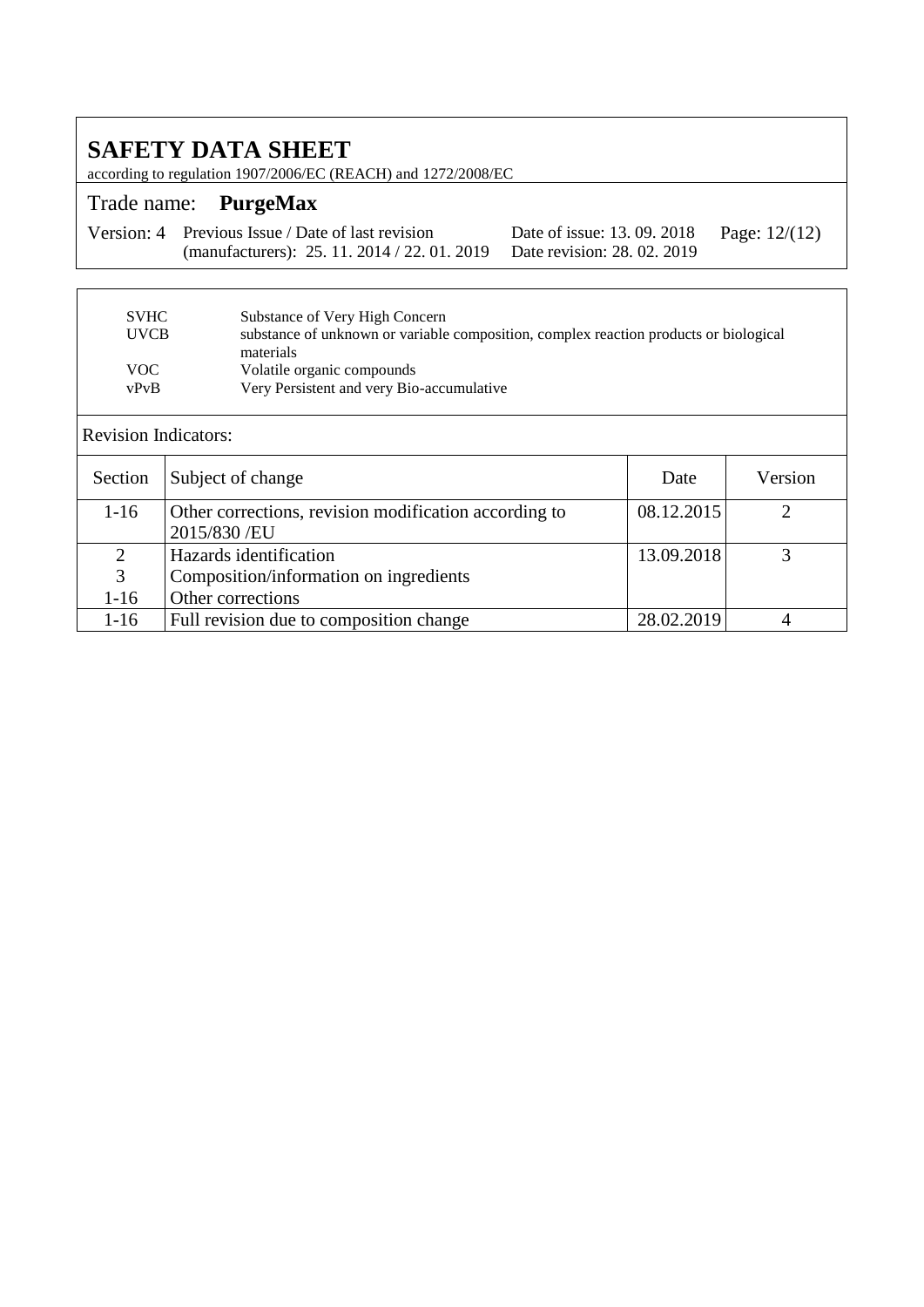| | |
|---|---|
| SVHC | Substance of Very High Concern |
| UVCB | substance of unknown or variable composition, complex reaction products or biological materials |
| VOC | Volatile organic compounds |
| vPvB | Very Persistent and very Bio-accumulative |

Revision Indicators:

| Section | Subject of change | Date | Version |
|---|---|---|---|
| 1-16 | Other corrections, revision modification according to 2015/830 /EU | 08.12.2015 | 2 |
| 2<br>3<br>1-16 | Hazards identification<br>Composition/information on ingredients<br>Other corrections | 13.09.2018 | 3 |
| 1-16 | Full revision due to composition change | 28.02.2019 | 4 |